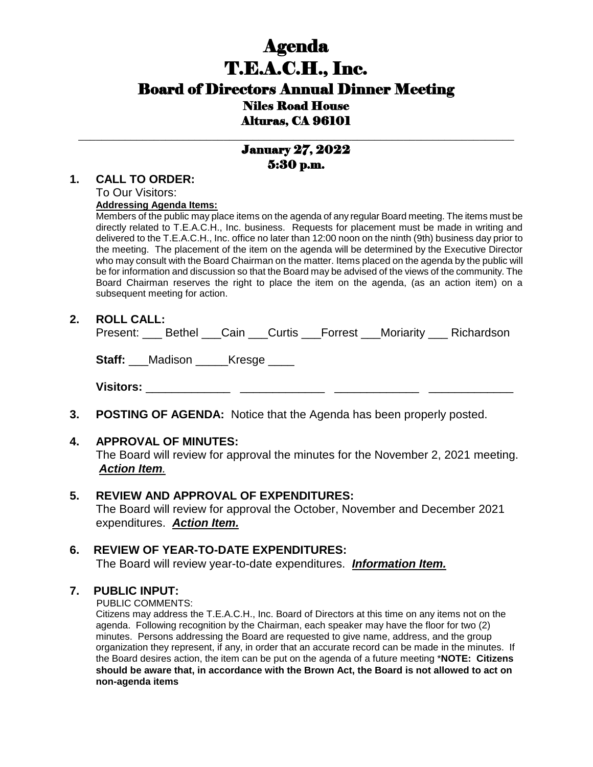# Agenda

# T.E.A.C.H., Inc.

## Board of Directors Annual Dinner Meeting

### Niles Road House

### Alturas, CA 96101

---

### January 27, 2022

### 5:30 p.m.

**1. CALL TO ORDER:**

To Our Visitors:

**Addressing Agenda Items:**

Members of the public may place items on the agenda of any regular Board meeting. The items must be directly related to T.E.A.C.H., Inc. business. Requests for placement must be made in writing and delivered to the T.E.A.C.H., Inc. office no later than 12:00 noon on the ninth (9th) business day prior to the meeting. The placement of the item on the agenda will be determined by the Executive Director who may consult with the Board Chairman on the matter. Items placed on the agenda by the public will be for information and discussion so that the Board may be advised of the views of the community. The Board Chairman reserves the right to place the item on the agenda, (as an action item) on a subsequent meeting for action.

**2. ROLL CALL:**

Present: ___ Bethel ___Cain ___Curtis ___Forrest ___Moriarty ___ Richardson

**Staff:** ___Madison _____Kresge ____

**Visitors:** _____________ _____________ _____________ _____________

**3. POSTING OF AGENDA:** Notice that the Agenda has been properly posted.

**4. APPROVAL OF MINUTES:**

The Board will review for approval the minutes for the November 2, 2021 meeting. ***Action Item.***

**5. REVIEW AND APPROVAL OF EXPENDITURES:**

The Board will review for approval the October, November and December 2021 expenditures. ***Action Item.***

**6. REVIEW OF YEAR-TO-DATE EXPENDITURES:**

The Board will review year-to-date expenditures. ***Information Item.***

**7. PUBLIC INPUT:**

PUBLIC COMMENTS:

Citizens may address the T.E.A.C.H., Inc. Board of Directors at this time on any items not on the agenda. Following recognition by the Chairman, each speaker may have the floor for two (2) minutes. Persons addressing the Board are requested to give name, address, and the group organization they represent, if any, in order that an accurate record can be made in the minutes. If the Board desires action, the item can be put on the agenda of a future meeting *__NOTE: Citizens should be aware that, in accordance with the Brown Act, the Board is not allowed to act on non-agenda items__**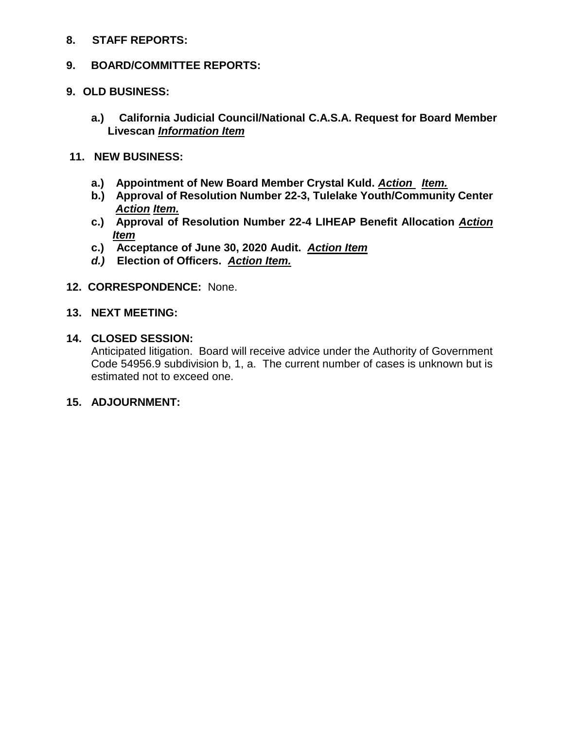**8. STAFF REPORTS:**

**9. BOARD/COMMITTEE REPORTS:**

**9. OLD BUSINESS:**

- **a.) California Judicial Council/National C.A.S.A. Request for Board Member Livescan** ***Information Item***

**11. NEW BUSINESS:**

- **a.) Appointment of New Board Member Crystal Kuld.** ***Action Item.***
- **b.) Approval of Resolution Number 22-3, Tulelake Youth/Community Center** ***Action Item.***
- **c.) Approval of Resolution Number 22-4 LIHEAP Benefit Allocation** ***Action Item***
- **c.) Acceptance of June 30, 2020 Audit.** ***Action Item***
- ***d.)*** **Election of Officers.** ***Action Item.***

**12. CORRESPONDENCE:** None.

**13. NEXT MEETING:**

**14. CLOSED SESSION:**
Anticipated litigation. Board will receive advice under the Authority of Government Code 54956.9 subdivision b, 1, a. The current number of cases is unknown but is estimated not to exceed one.

**15. ADJOURNMENT:**